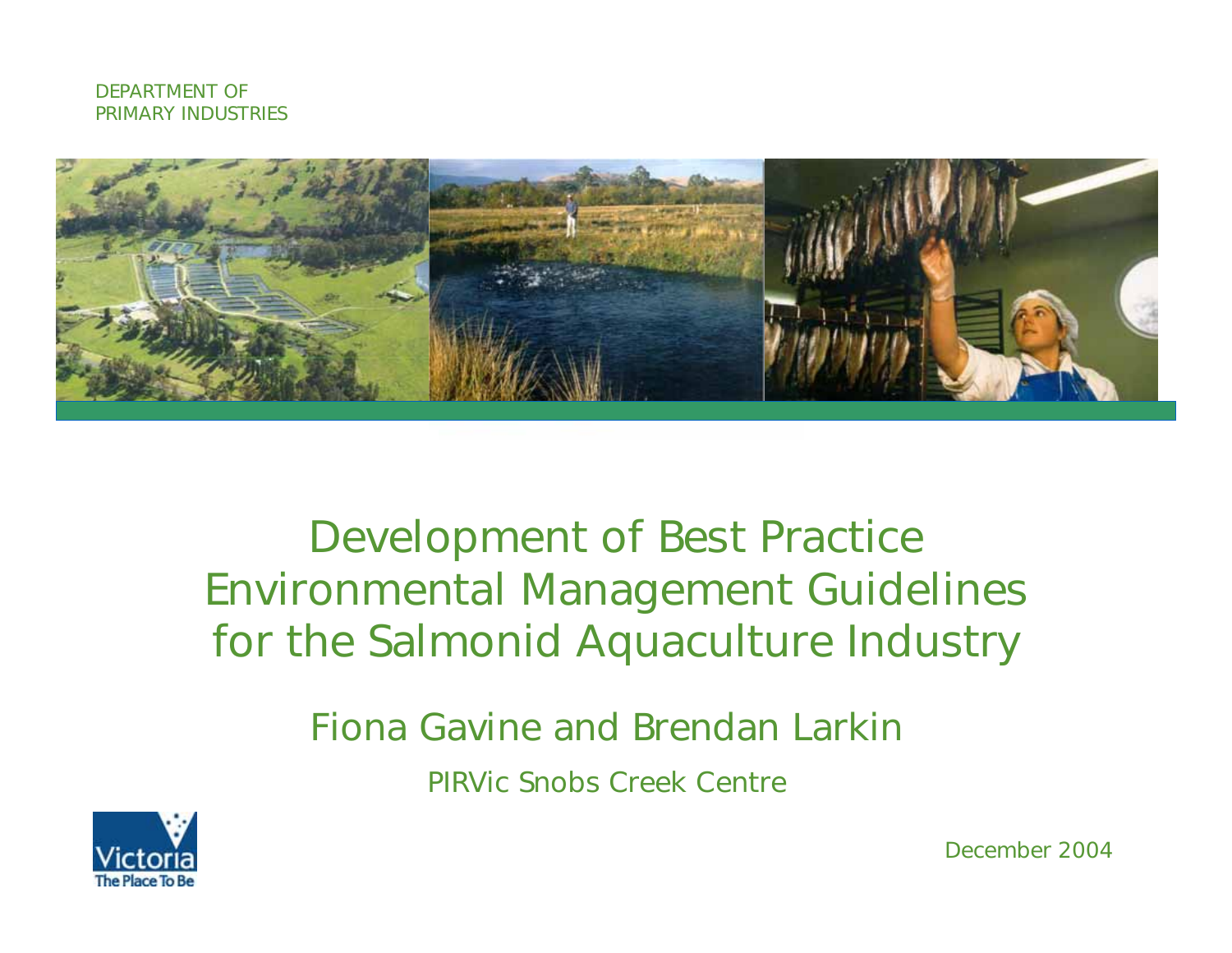DEPARTMENT OF
PRIMARY INDUSTRIES

# Development of Best Practice Environmental Management Guidelines for the Salmonid Aquaculture Industry

## Fiona Gavine and Brendan Larkin

PIRVic Snobs Creek Centre

Victoria
The Place To Be

December 2004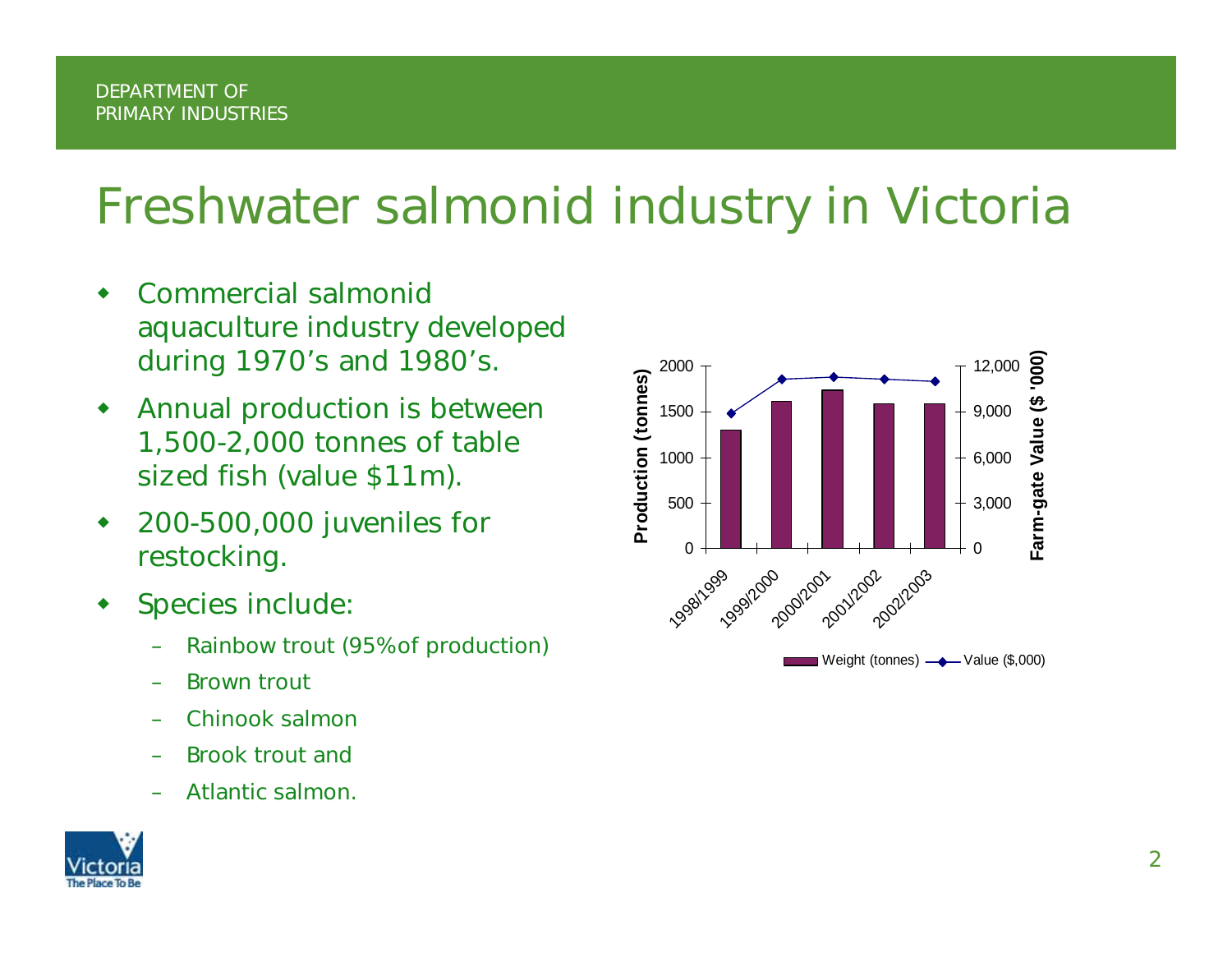# Freshwater salmonid industry in Victoria

- Commercial salmonid aquaculture industry developed during 1970's and 1980's.
- Annual production is between 1,500-2,000 tonnes of table sized fish (value $11m).
- 200-500,000 juveniles for restocking.
- Species include:
  - Rainbow trout (95%of production)
  - Brown trout
  - Chinook salmon
  - Brook trout and
  - Atlantic salmon.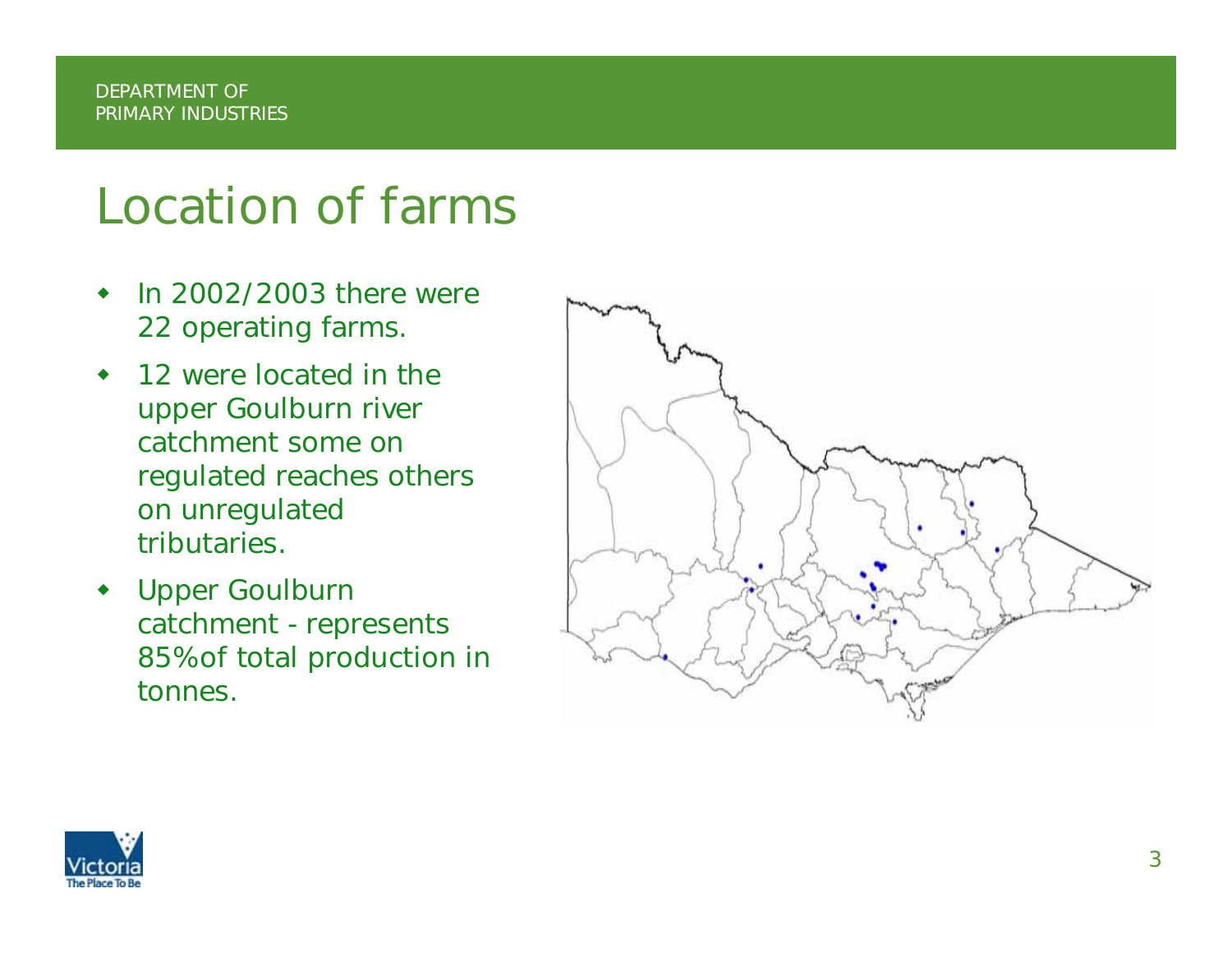# Location of farms

- In 2002/2003 there were 22 operating farms.
- 12 were located in the upper Goulburn river catchment some on regulated reaches others on unregulated tributaries.
- Upper Goulburn catchment - represents 85%of total production in tonnes.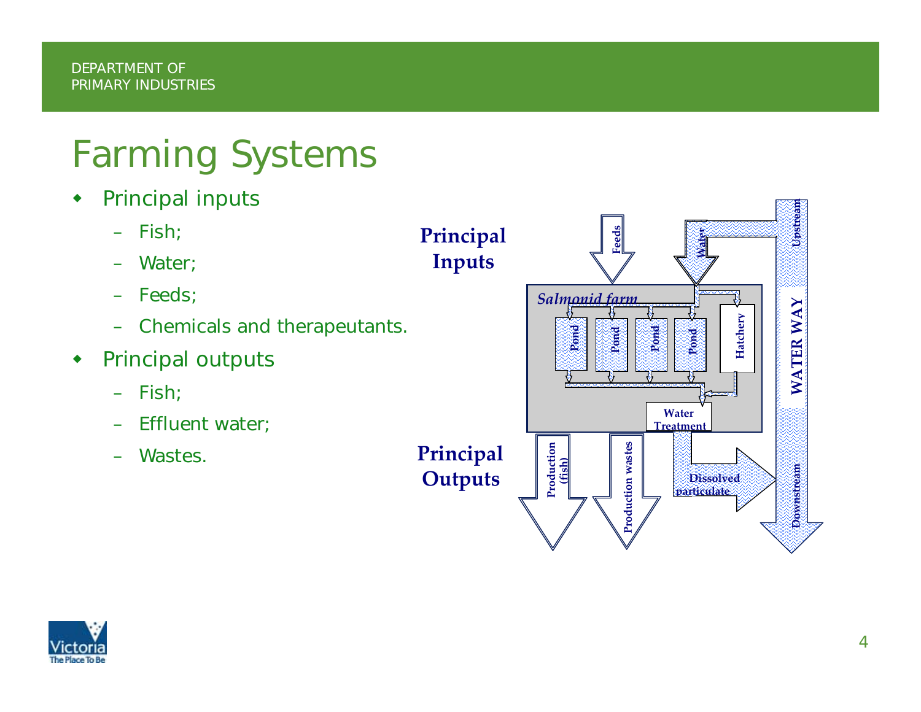# Farming Systems

- Principal inputs
  - Fish;
  - Water;
  - Feeds;
  - Chemicals and therapeutants.
- Principal outputs
  - Fish;
  - Effluent water;
  - Wastes.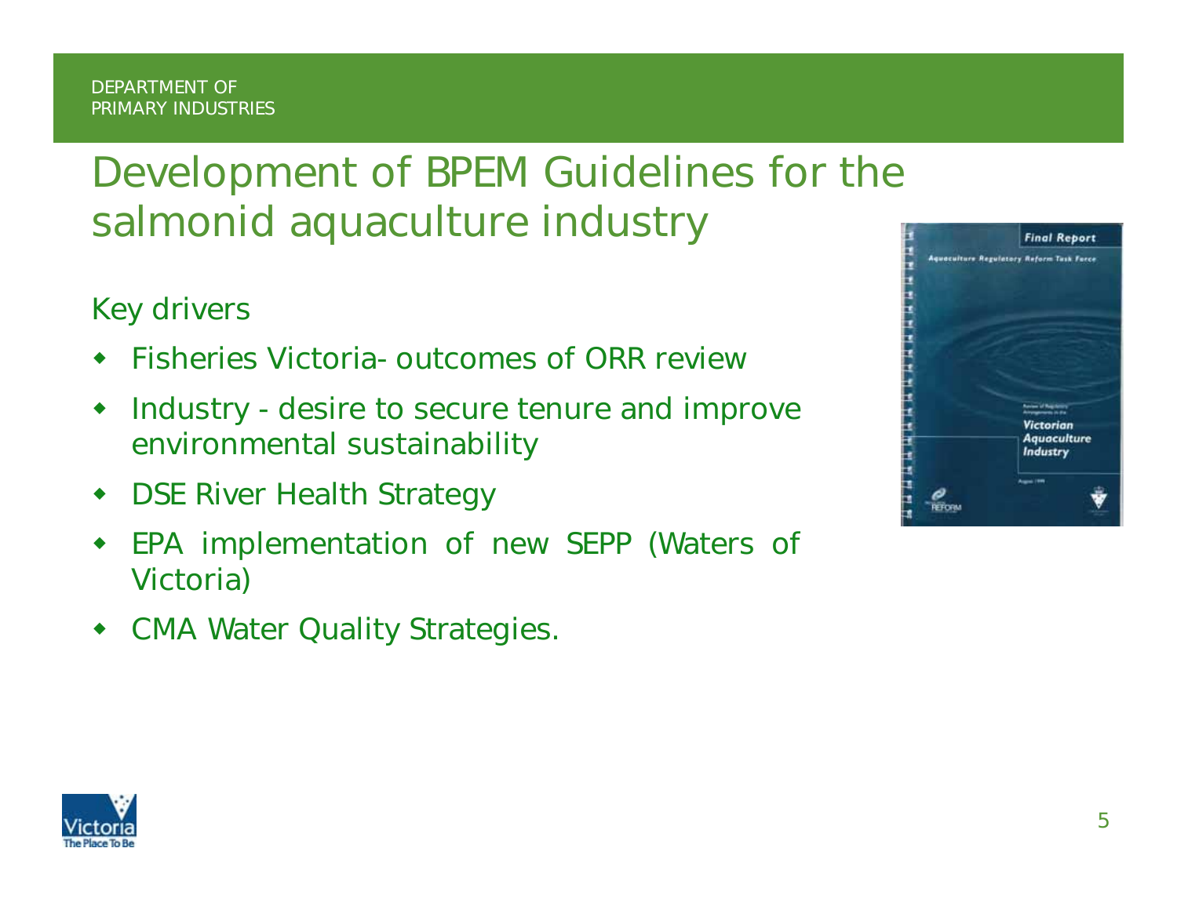# Development of BPEM Guidelines for the salmonid aquaculture industry

Key drivers

- Fisheries Victoria- outcomes of ORR review
- Industry - desire to secure tenure and improve environmental sustainability
- DSE River Health Strategy
- EPA implementation of new SEPP (Waters of Victoria)
- CMA Water Quality Strategies.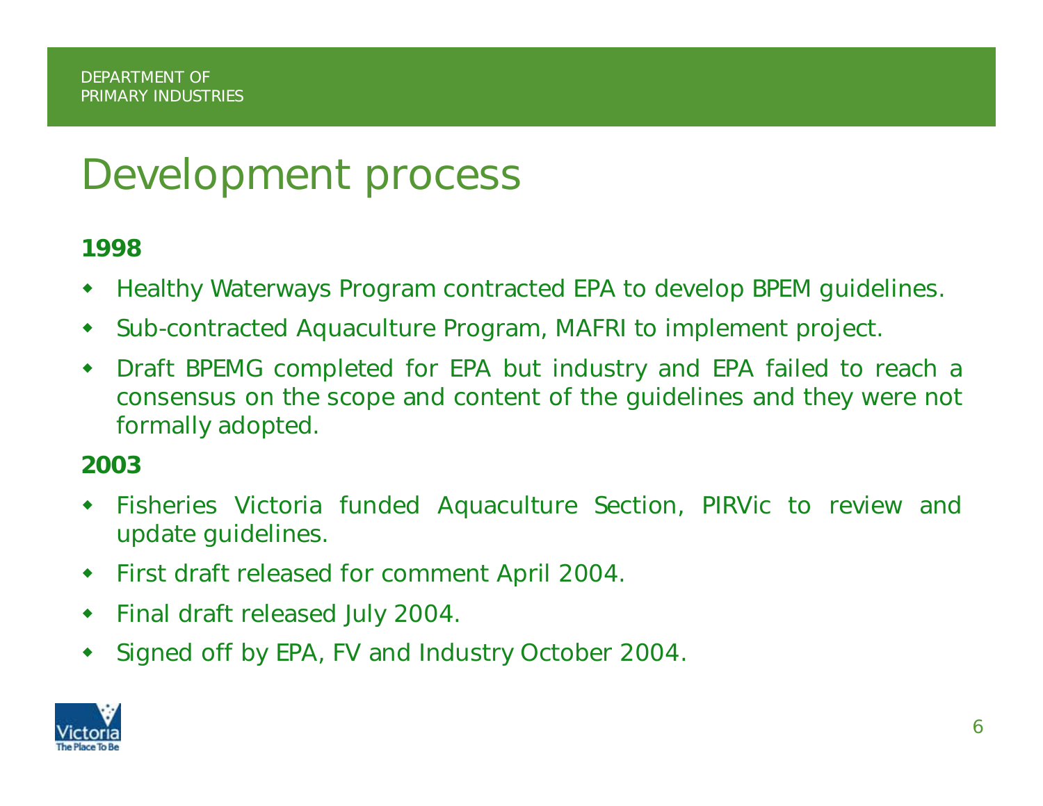# Development process

**1998**

- Healthy Waterways Program contracted EPA to develop BPEM guidelines.
- Sub-contracted Aquaculture Program, MAFRI to implement project.
- Draft BPEMG completed for EPA but industry and EPA failed to reach a consensus on the scope and content of the guidelines and they were not formally adopted.

**2003**

- Fisheries Victoria funded Aquaculture Section, PIRVic to review and update guidelines.
- First draft released for comment April 2004.
- Final draft released July 2004.
- Signed off by EPA, FV and Industry October 2004.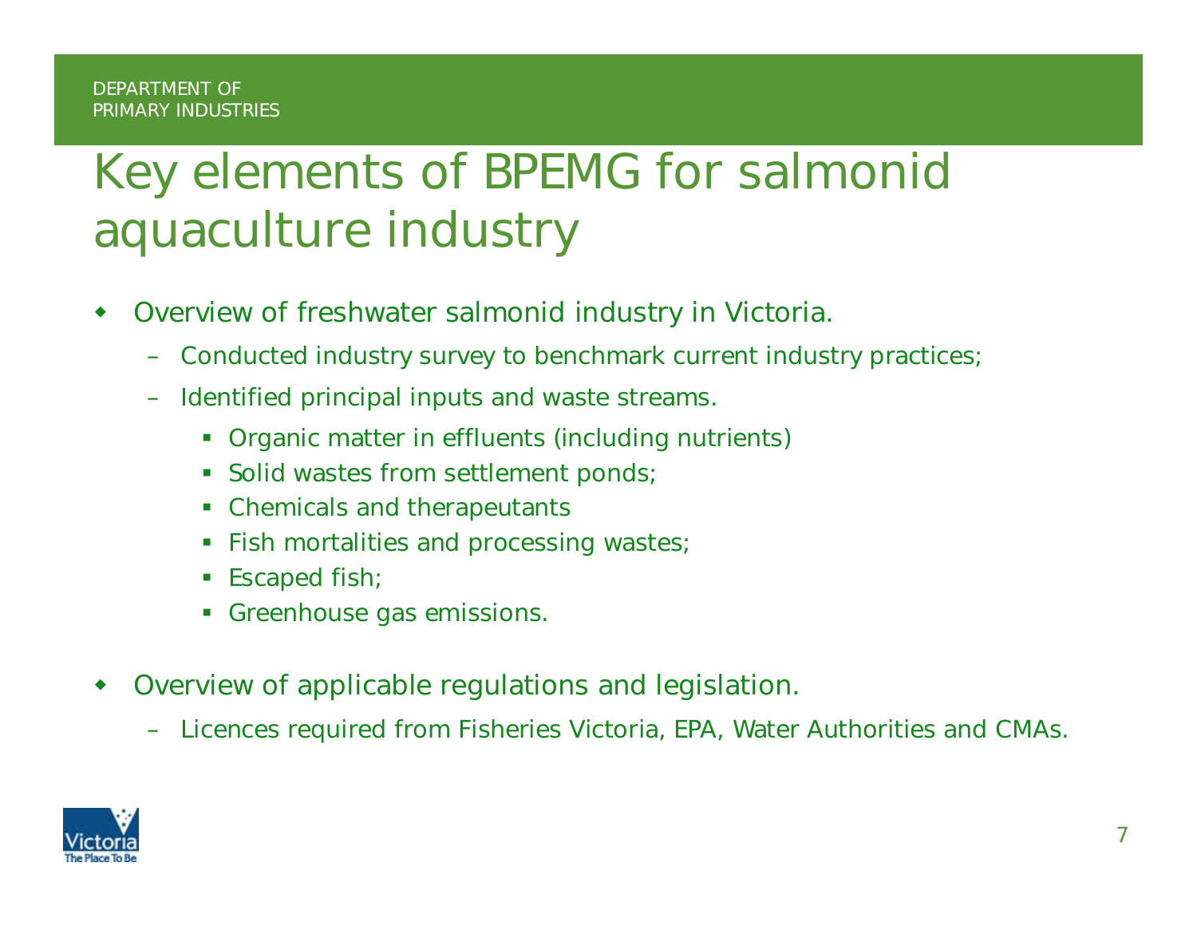# Key elements of BPEMG for salmonid aquaculture industry

- Overview of freshwater salmonid industry in Victoria.
  - Conducted industry survey to benchmark current industry practices;
  - Identified principal inputs and waste streams.
    - Organic matter in effluents (including nutrients)
    - Solid wastes from settlement ponds;
    - Chemicals and therapeutants
    - Fish mortalities and processing wastes;
    - Escaped fish;
    - Greenhouse gas emissions.
- Overview of applicable regulations and legislation.
  - Licences required from Fisheries Victoria, EPA, Water Authorities and CMAs.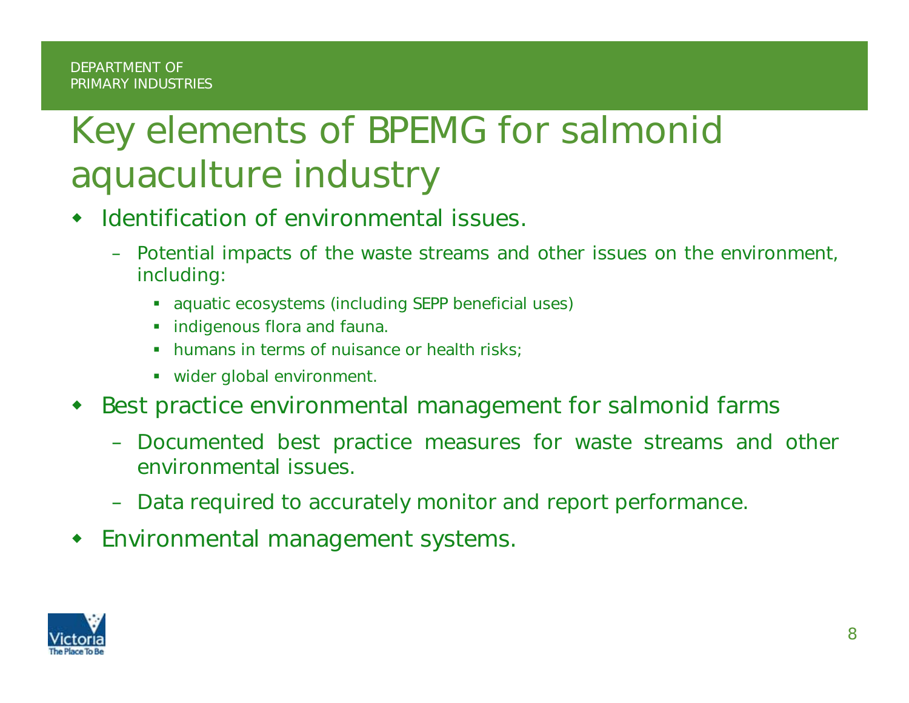# Key elements of BPEMG for salmonid aquaculture industry

- Identification of environmental issues.
  - Potential impacts of the waste streams and other issues on the environment, including:
    - aquatic ecosystems (including SEPP beneficial uses)
    - indigenous flora and fauna.
    - humans in terms of nuisance or health risks;
    - wider global environment.
- Best practice environmental management for salmonid farms
  - Documented best practice measures for waste streams and other environmental issues.
  - Data required to accurately monitor and report performance.
- Environmental management systems.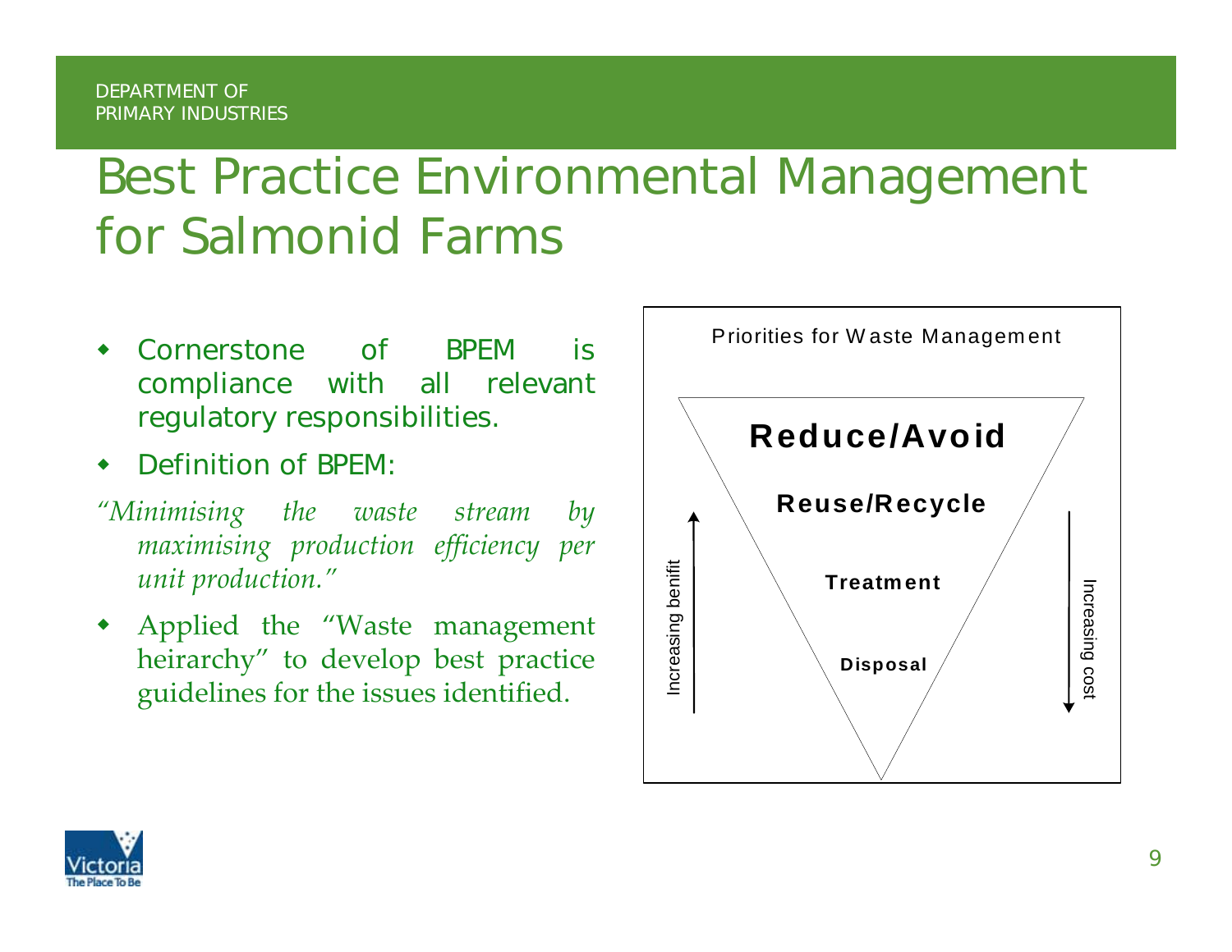DEPARTMENT OF PRIMARY INDUSTRIES

# Best Practice Environmental Management for Salmonid Farms

- Cornerstone of BPEM is compliance with all relevant regulatory responsibilities.
- Definition of BPEM:

*"Minimising the waste stream by maximising production efficiency per unit production."*

- Applied the "Waste management heirarchy" to develop best practice guidelines for the issues identified.

Priorities for Waste Management

**Reduce/Avoid**

**Reuse/Recycle**

**Treatment**

**Disposal**

Increasing benifit

Increasing cost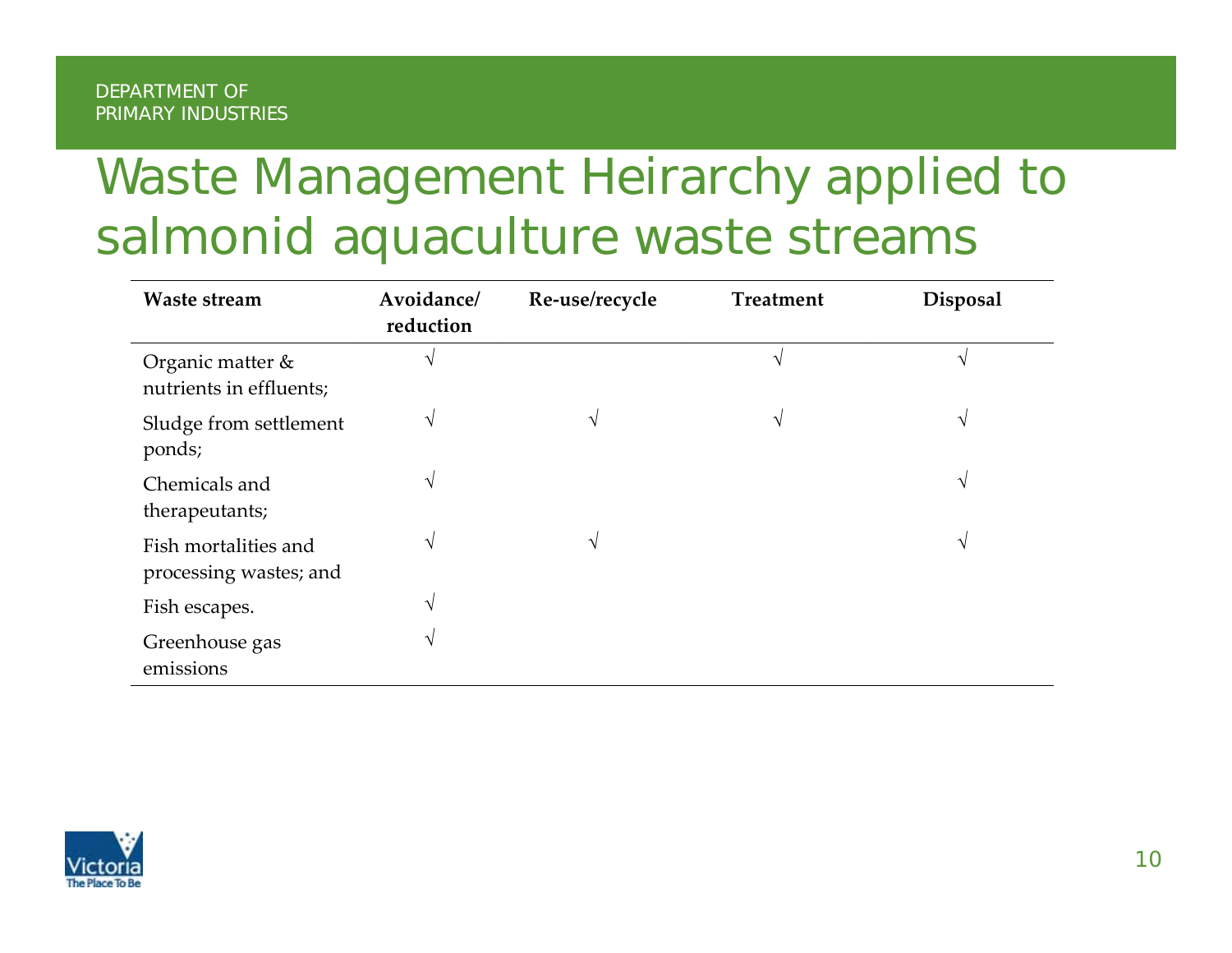# Waste Management Heirarchy applied to salmonid aquaculture waste streams

| Waste stream | Avoidance/ reduction | Re-use/recycle | Treatment | Disposal |
|---|---|---|---|---|
| Organic matter & nutrients in effluents; | √ | | √ | √ |
| Sludge from settlement ponds; | √ | √ | √ | √ |
| Chemicals and therapeutants; | √ | | | √ |
| Fish mortalities and processing wastes; and | √ | √ | | √ |
| Fish escapes. | √ | | | |
| Greenhouse gas emissions | √ | | | |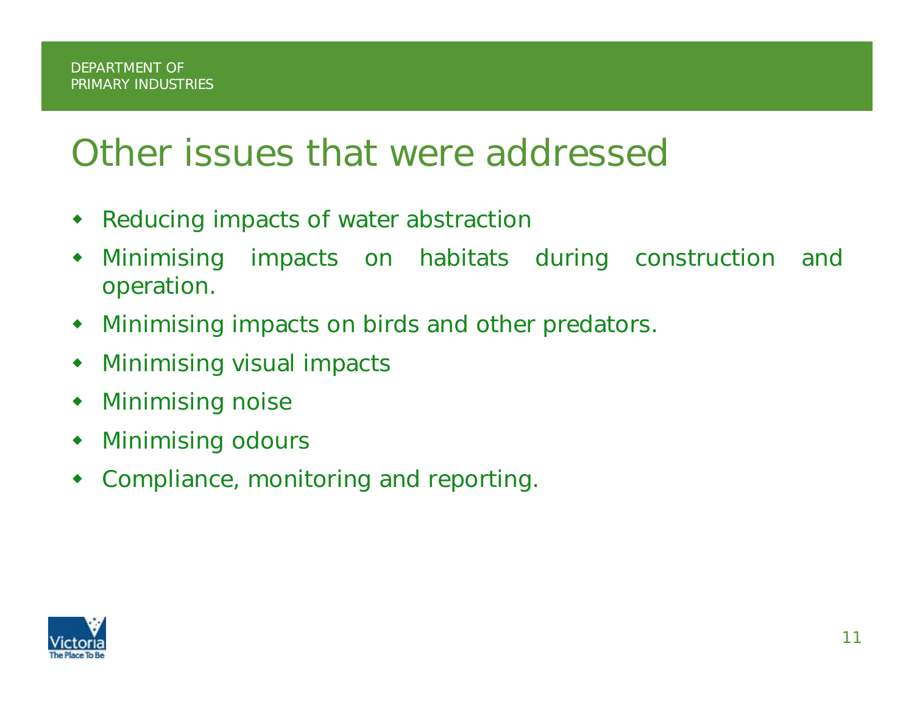# Other issues that were addressed

- Reducing impacts of water abstraction
- Minimising impacts on habitats during construction and operation.
- Minimising impacts on birds and other predators.
- Minimising visual impacts
- Minimising noise
- Minimising odours
- Compliance, monitoring and reporting.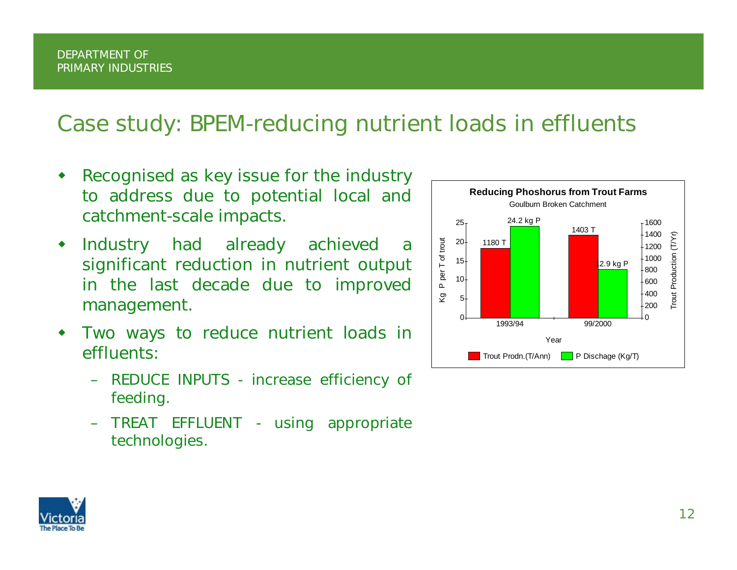# Case study: BPEM-reducing nutrient loads in effluents

- Recognised as key issue for the industry to address due to potential local and catchment-scale impacts.
- Industry had already achieved a significant reduction in nutrient output in the last decade due to improved management.
- Two ways to reduce nutrient loads in effluents:
  - REDUCE INPUTS - increase efficiency of feeding.
  - TREAT EFFLUENT - using appropriate technologies.

**Reducing Phoshorus from Trout Farms**

Goulburn Broken Catchment

| Year | Trout Prodn.(T/Ann) | P Dischage (Kg/T) |
|---|---|---|
| 1993/94 | 1180 T | 24.2 kg P |
| 99/2000 | 1403 T | 12.9 kg P |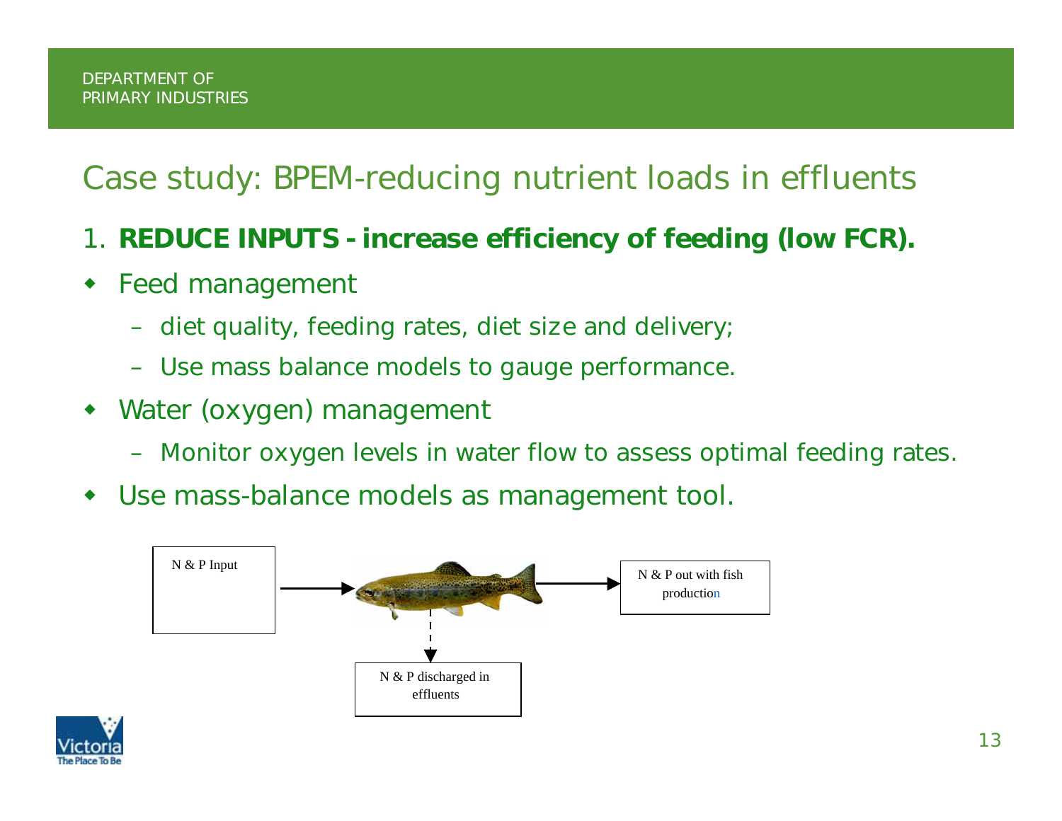# Case study: BPEM-reducing nutrient loads in effluents

1. **REDUCE INPUTS - increase efficiency of feeding (low FCR).**

- Feed management
  - diet quality, feeding rates, diet size and delivery;
  - Use mass balance models to gauge performance.
- Water (oxygen) management
  - Monitor oxygen levels in water flow to assess optimal feeding rates.
- Use mass-balance models as management tool.

N & P Input

N & P out with fish production

N & P discharged in effluents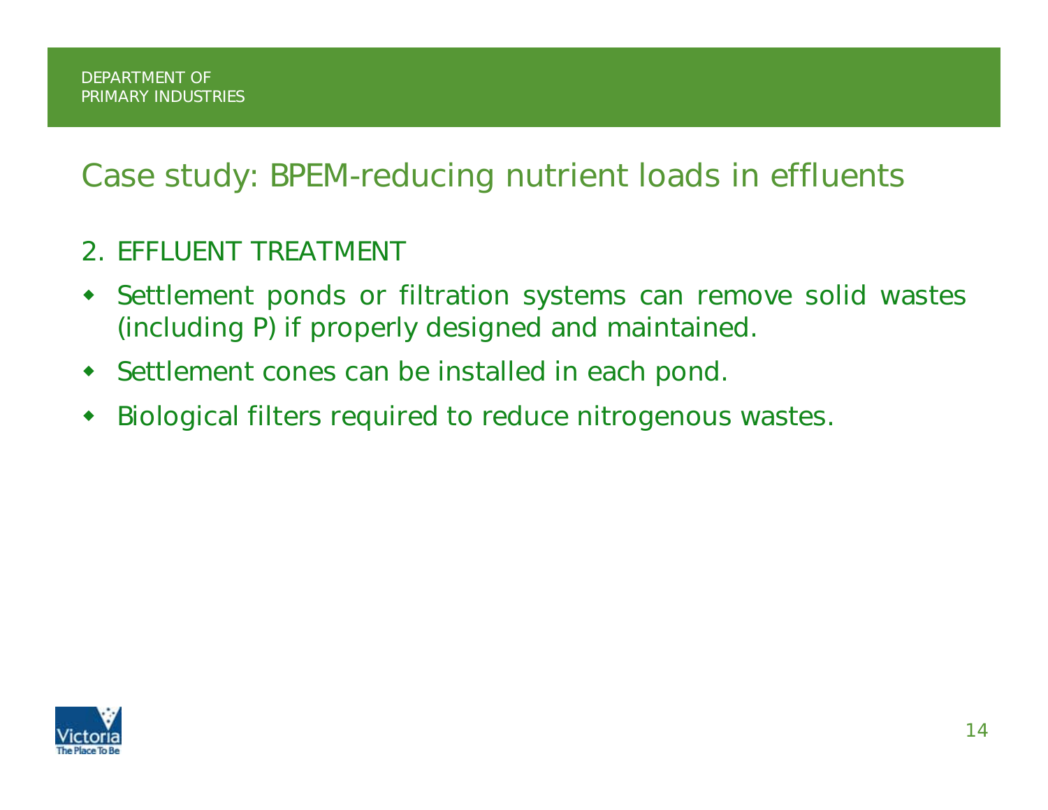# Case study: BPEM-reducing nutrient loads in effluents

## 2. EFFLUENT TREATMENT

- Settlement ponds or filtration systems can remove solid wastes (including P) if properly designed and maintained.
- Settlement cones can be installed in each pond.
- Biological filters required to reduce nitrogenous wastes.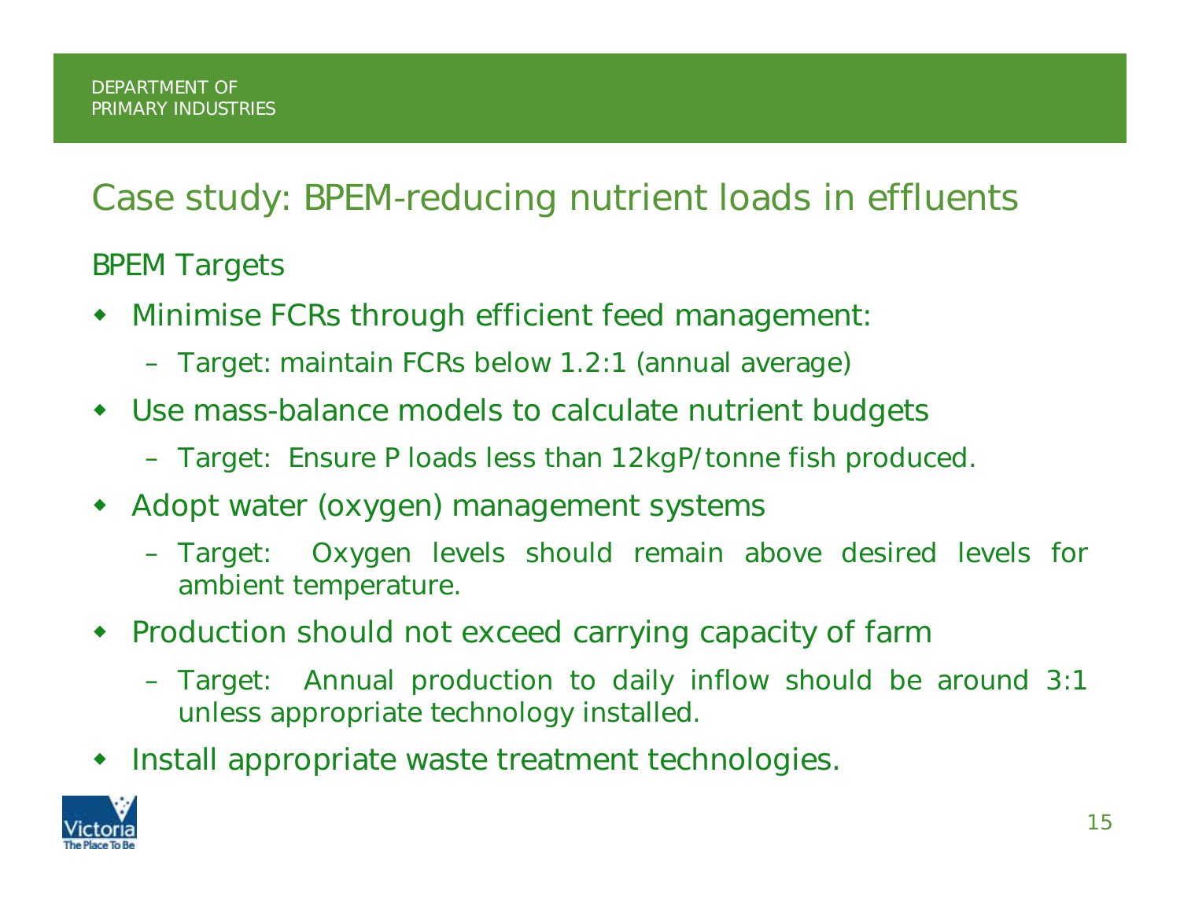# Case study: BPEM-reducing nutrient loads in effluents

## BPEM Targets

- Minimise FCRs through efficient feed management:
  - Target: maintain FCRs below 1.2:1 (annual average)
- Use mass-balance models to calculate nutrient budgets
  - Target: Ensure P loads less than 12kgP/tonne fish produced.
- Adopt water (oxygen) management systems
  - Target: Oxygen levels should remain above desired levels for ambient temperature.
- Production should not exceed carrying capacity of farm
  - Target: Annual production to daily inflow should be around 3:1 unless appropriate technology installed.
- Install appropriate waste treatment technologies.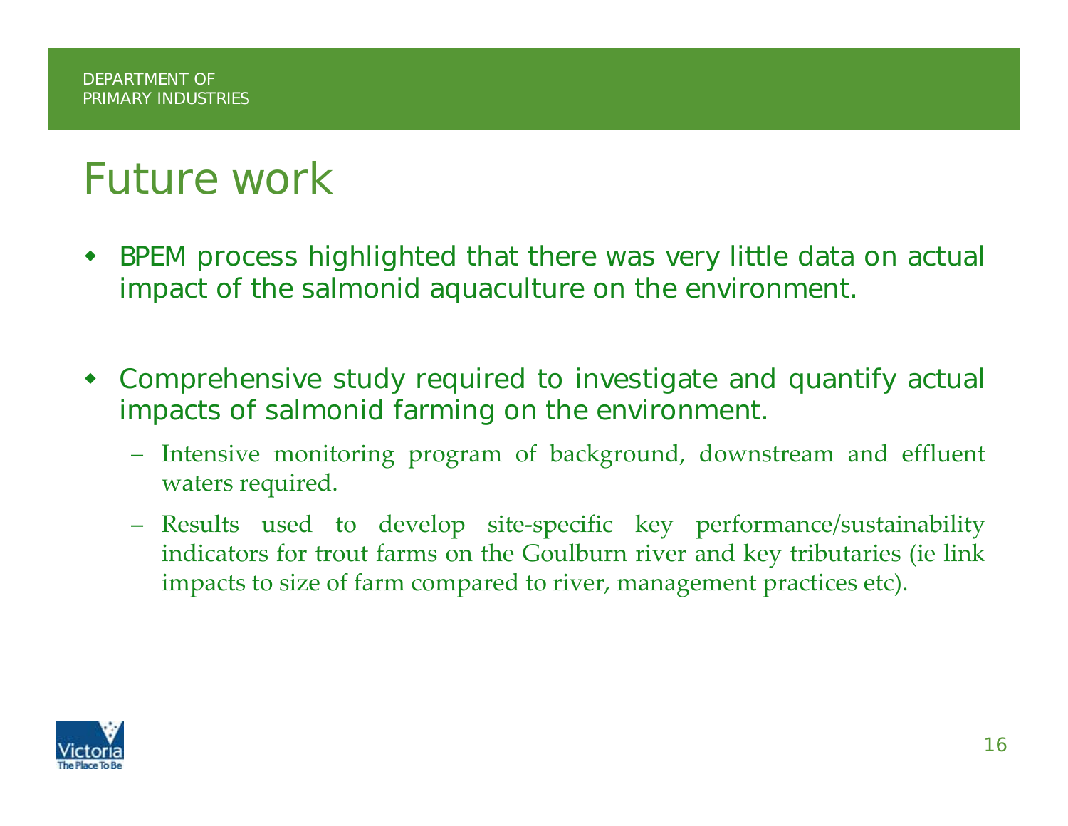# Future work

- BPEM process highlighted that there was very little data on actual impact of the salmonid aquaculture on the environment.

- Comprehensive study required to investigate and quantify actual impacts of salmonid farming on the environment.
  - Intensive monitoring program of background, downstream and effluent waters required.
  - Results used to develop site-specific key performance/sustainability indicators for trout farms on the Goulburn river and key tributaries (ie link impacts to size of farm compared to river, management practices etc).